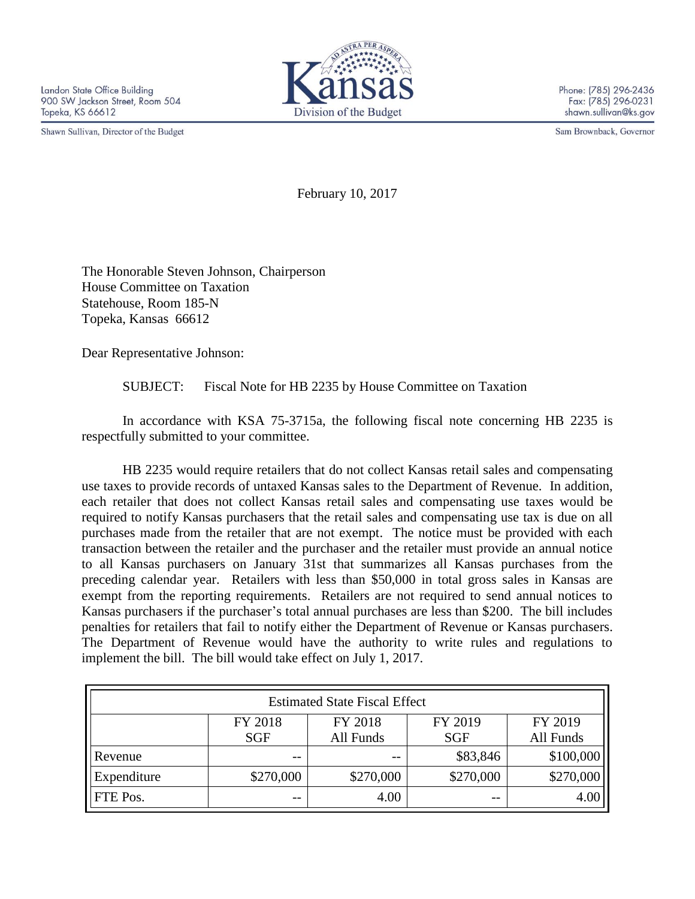Landon State Office Building
900 SW Jackson Street, Room 504
Topeka, KS 66612

Shawn Sullivan, Director of the Budget

Kansas
Division of the Budget

Phone: (785) 296-2436
Fax: (785) 296-0231
shawn.sullivan@ks.gov

Sam Brownback, Governor

February 10, 2017

The Honorable Steven Johnson, Chairperson
House Committee on Taxation
Statehouse, Room 185-N
Topeka, Kansas 66612

Dear Representative Johnson:

SUBJECT: Fiscal Note for HB 2235 by House Committee on Taxation

In accordance with KSA 75-3715a, the following fiscal note concerning HB 2235 is respectfully submitted to your committee.

HB 2235 would require retailers that do not collect Kansas retail sales and compensating use taxes to provide records of untaxed Kansas sales to the Department of Revenue. In addition, each retailer that does not collect Kansas retail sales and compensating use taxes would be required to notify Kansas purchasers that the retail sales and compensating use tax is due on all purchases made from the retailer that are not exempt. The notice must be provided with each transaction between the retailer and the purchaser and the retailer must provide an annual notice to all Kansas purchasers on January 31st that summarizes all Kansas purchases from the preceding calendar year. Retailers with less than $50,000 in total gross sales in Kansas are exempt from the reporting requirements. Retailers are not required to send annual notices to Kansas purchasers if the purchaser's total annual purchases are less than $200. The bill includes penalties for retailers that fail to notify either the Department of Revenue or Kansas purchasers. The Department of Revenue would have the authority to write rules and regulations to implement the bill. The bill would take effect on July 1, 2017.

| Estimated State Fiscal Effect | | | | |
|---|---|---|---|---|
| | FY 2018 SGF | FY 2018 All Funds | FY 2019 SGF | FY 2019 All Funds |
| Revenue | -- | -- | $83,846 | $100,000 |
| Expenditure | $270,000 | $270,000 | $270,000 | $270,000 |
| FTE Pos. | -- | 4.00 | -- | 4.00 |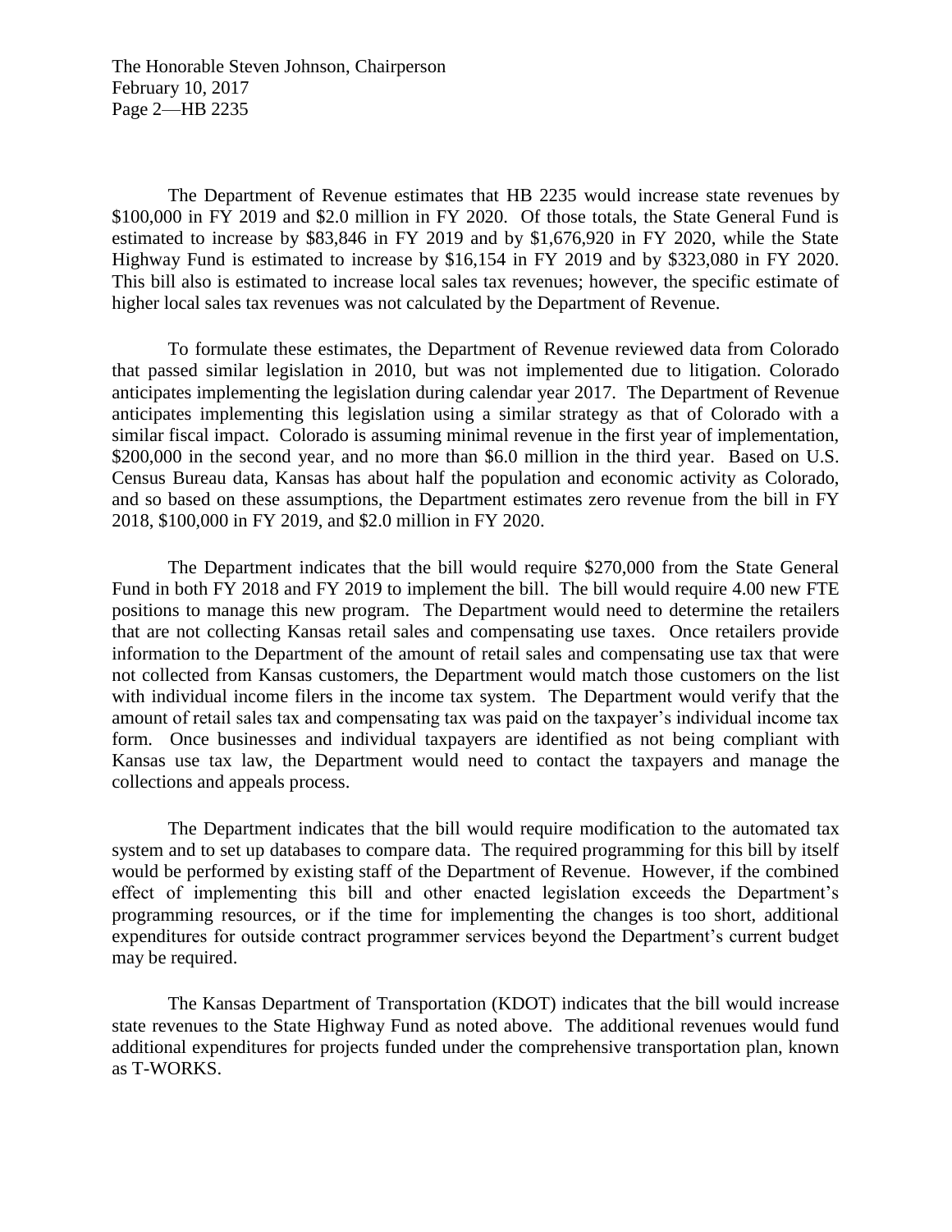The Department of Revenue estimates that HB 2235 would increase state revenues by $100,000 in FY 2019 and $2.0 million in FY 2020. Of those totals, the State General Fund is estimated to increase by $83,846 in FY 2019 and by $1,676,920 in FY 2020, while the State Highway Fund is estimated to increase by $16,154 in FY 2019 and by $323,080 in FY 2020. This bill also is estimated to increase local sales tax revenues; however, the specific estimate of higher local sales tax revenues was not calculated by the Department of Revenue.

To formulate these estimates, the Department of Revenue reviewed data from Colorado that passed similar legislation in 2010, but was not implemented due to litigation. Colorado anticipates implementing the legislation during calendar year 2017. The Department of Revenue anticipates implementing this legislation using a similar strategy as that of Colorado with a similar fiscal impact. Colorado is assuming minimal revenue in the first year of implementation, $200,000 in the second year, and no more than $6.0 million in the third year. Based on U.S. Census Bureau data, Kansas has about half the population and economic activity as Colorado, and so based on these assumptions, the Department estimates zero revenue from the bill in FY 2018, $100,000 in FY 2019, and $2.0 million in FY 2020.

The Department indicates that the bill would require $270,000 from the State General Fund in both FY 2018 and FY 2019 to implement the bill. The bill would require 4.00 new FTE positions to manage this new program. The Department would need to determine the retailers that are not collecting Kansas retail sales and compensating use taxes. Once retailers provide information to the Department of the amount of retail sales and compensating use tax that were not collected from Kansas customers, the Department would match those customers on the list with individual income filers in the income tax system. The Department would verify that the amount of retail sales tax and compensating tax was paid on the taxpayer's individual income tax form. Once businesses and individual taxpayers are identified as not being compliant with Kansas use tax law, the Department would need to contact the taxpayers and manage the collections and appeals process.

The Department indicates that the bill would require modification to the automated tax system and to set up databases to compare data. The required programming for this bill by itself would be performed by existing staff of the Department of Revenue. However, if the combined effect of implementing this bill and other enacted legislation exceeds the Department's programming resources, or if the time for implementing the changes is too short, additional expenditures for outside contract programmer services beyond the Department's current budget may be required.

The Kansas Department of Transportation (KDOT) indicates that the bill would increase state revenues to the State Highway Fund as noted above. The additional revenues would fund additional expenditures for projects funded under the comprehensive transportation plan, known as T-WORKS.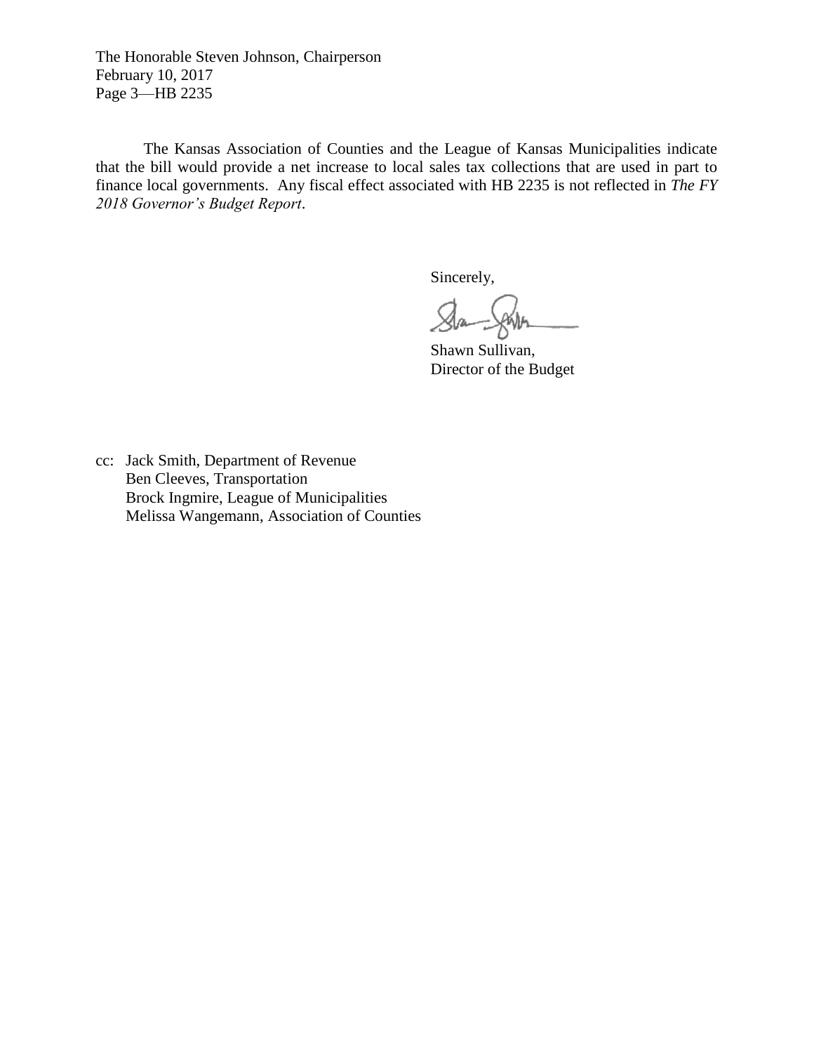The Kansas Association of Counties and the League of Kansas Municipalities indicate that the bill would provide a net increase to local sales tax collections that are used in part to finance local governments. Any fiscal effect associated with HB 2235 is not reflected in *The FY 2018 Governor's Budget Report*.

Sincerely,

Shawn Sullivan,
Director of the Budget

cc: Jack Smith, Department of Revenue
Ben Cleeves, Transportation
Brock Ingmire, League of Municipalities
Melissa Wangemann, Association of Counties